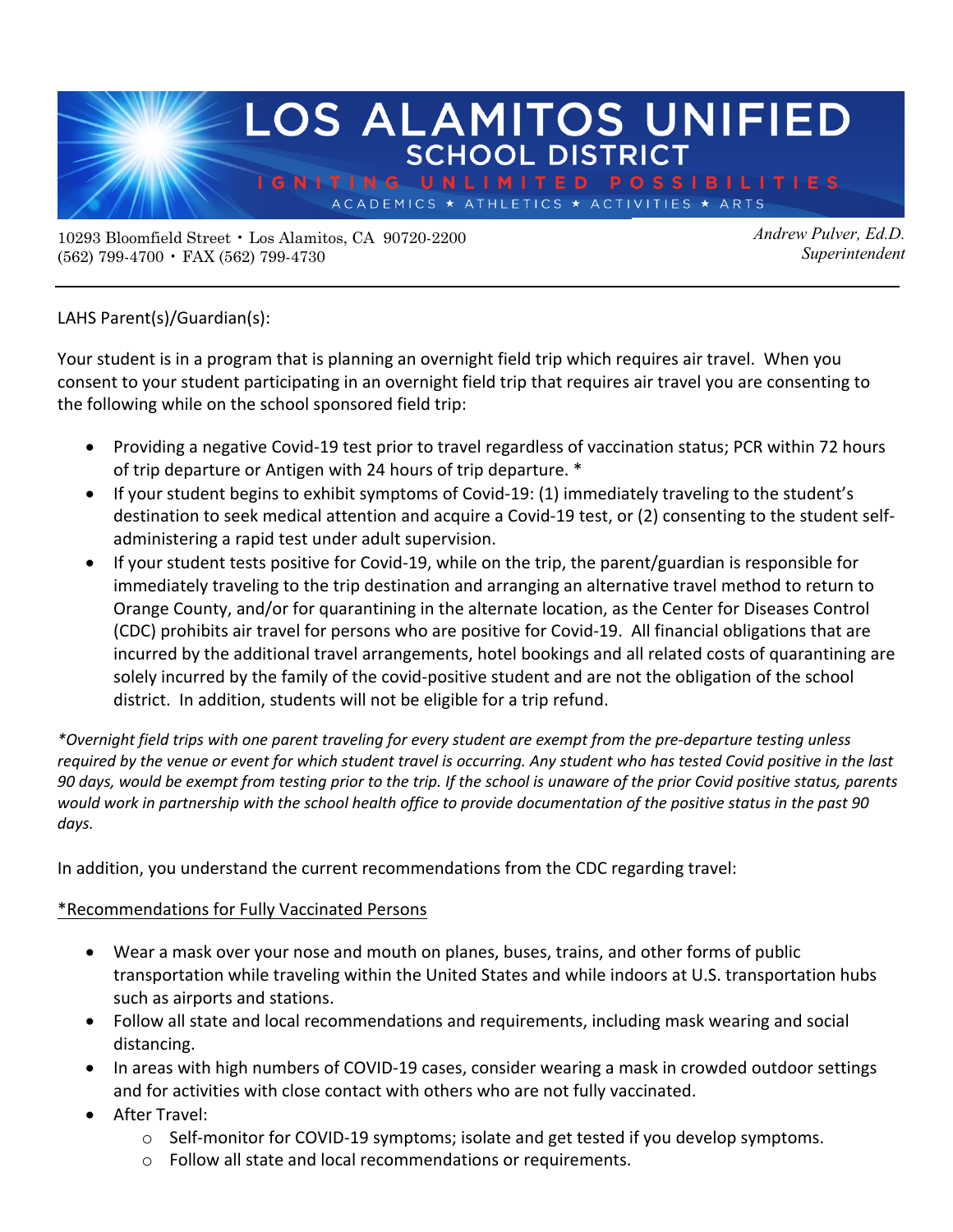# LOS ALAMITOS UNIFIED SCHOOL DISTRICT

IGNITING UNLIMITED POSSIBILITIES

ACADEMICS ★ ATHLETICS ★ ACTIVITIES ★ ARTS

10293 Bloomfield Street • Los Alamitos, CA 90720-2200
(562) 799-4700 • FAX (562) 799-4730

*Andrew Pulver, Ed.D.*
*Superintendent*

---

LAHS Parent(s)/Guardian(s):

Your student is in a program that is planning an overnight field trip which requires air travel. When you consent to your student participating in an overnight field trip that requires air travel you are consenting to the following while on the school sponsored field trip:

- Providing a negative Covid-19 test prior to travel regardless of vaccination status; PCR within 72 hours of trip departure or Antigen with 24 hours of trip departure. *
- If your student begins to exhibit symptoms of Covid-19: (1) immediately traveling to the student's destination to seek medical attention and acquire a Covid-19 test, or (2) consenting to the student self-administering a rapid test under adult supervision.
- If your student tests positive for Covid-19, while on the trip, the parent/guardian is responsible for immediately traveling to the trip destination and arranging an alternative travel method to return to Orange County, and/or for quarantining in the alternate location, as the Center for Diseases Control (CDC) prohibits air travel for persons who are positive for Covid-19. All financial obligations that are incurred by the additional travel arrangements, hotel bookings and all related costs of quarantining are solely incurred by the family of the covid-positive student and are not the obligation of the school district. In addition, students will not be eligible for a trip refund.

*\*Overnight field trips with one parent traveling for every student are exempt from the pre-departure testing unless required by the venue or event for which student travel is occurring. Any student who has tested Covid positive in the last 90 days, would be exempt from testing prior to the trip. If the school is unaware of the prior Covid positive status, parents would work in partnership with the school health office to provide documentation of the positive status in the past 90 days.*

In addition, you understand the current recommendations from the CDC regarding travel:

<u>*Recommendations for Fully Vaccinated Persons</u>

- Wear a mask over your nose and mouth on planes, buses, trains, and other forms of public transportation while traveling within the United States and while indoors at U.S. transportation hubs such as airports and stations.
- Follow all state and local recommendations and requirements, including mask wearing and social distancing.
- In areas with high numbers of COVID-19 cases, consider wearing a mask in crowded outdoor settings and for activities with close contact with others who are not fully vaccinated.
- After Travel:
    - Self-monitor for COVID-19 symptoms; isolate and get tested if you develop symptoms.
    - Follow all state and local recommendations or requirements.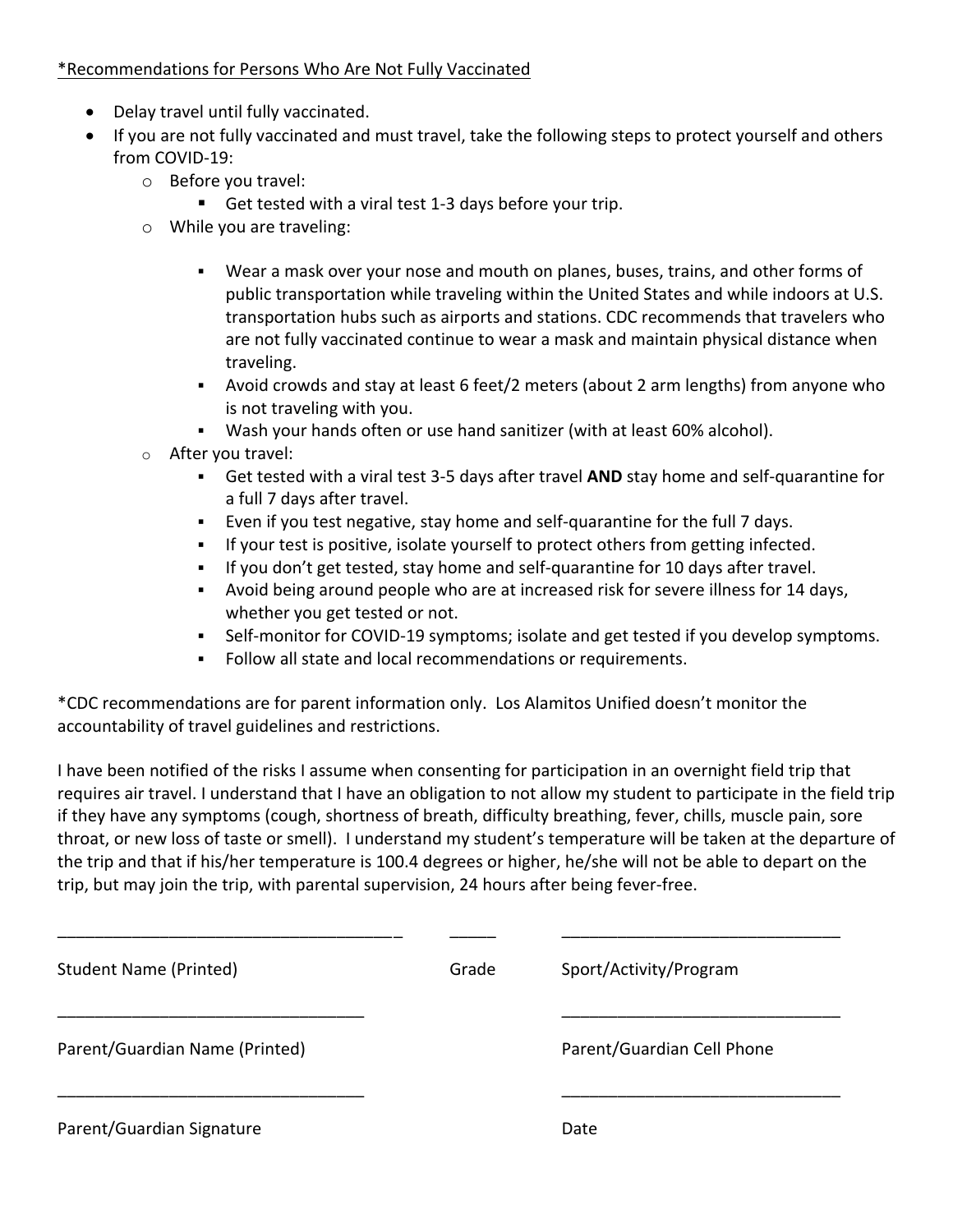*Recommendations for Persons Who Are Not Fully Vaccinated

- Delay travel until fully vaccinated.
- If you are not fully vaccinated and must travel, take the following steps to protect yourself and others from COVID-19:
  - Before you travel:
    - Get tested with a viral test 1-3 days before your trip.
  - While you are traveling:
    - Wear a mask over your nose and mouth on planes, buses, trains, and other forms of public transportation while traveling within the United States and while indoors at U.S. transportation hubs such as airports and stations. CDC recommends that travelers who are not fully vaccinated continue to wear a mask and maintain physical distance when traveling.
    - Avoid crowds and stay at least 6 feet/2 meters (about 2 arm lengths) from anyone who is not traveling with you.
    - Wash your hands often or use hand sanitizer (with at least 60% alcohol).
  - After you travel:
    - Get tested with a viral test 3-5 days after travel **AND** stay home and self-quarantine for a full 7 days after travel.
    - Even if you test negative, stay home and self-quarantine for the full 7 days.
    - If your test is positive, isolate yourself to protect others from getting infected.
    - If you don't get tested, stay home and self-quarantine for 10 days after travel.
    - Avoid being around people who are at increased risk for severe illness for 14 days, whether you get tested or not.
    - Self-monitor for COVID-19 symptoms; isolate and get tested if you develop symptoms.
    - Follow all state and local recommendations or requirements.

*CDC recommendations are for parent information only. Los Alamitos Unified doesn't monitor the accountability of travel guidelines and restrictions.

I have been notified of the risks I assume when consenting for participation in an overnight field trip that requires air travel. I understand that I have an obligation to not allow my student to participate in the field trip if they have any symptoms (cough, shortness of breath, difficulty breathing, fever, chills, muscle pain, sore throat, or new loss of taste or smell). I understand my student's temperature will be taken at the departure of the trip and that if his/her temperature is 100.4 degrees or higher, he/she will not be able to depart on the trip, but may join the trip, with parental supervision, 24 hours after being fever-free.

_____________________________________ _____ ______________________________

Student Name (Printed) Grade Sport/Activity/Program

_________________________________ ______________________________

Parent/Guardian Name (Printed) Parent/Guardian Cell Phone

_________________________________ ______________________________

Parent/Guardian Signature Date